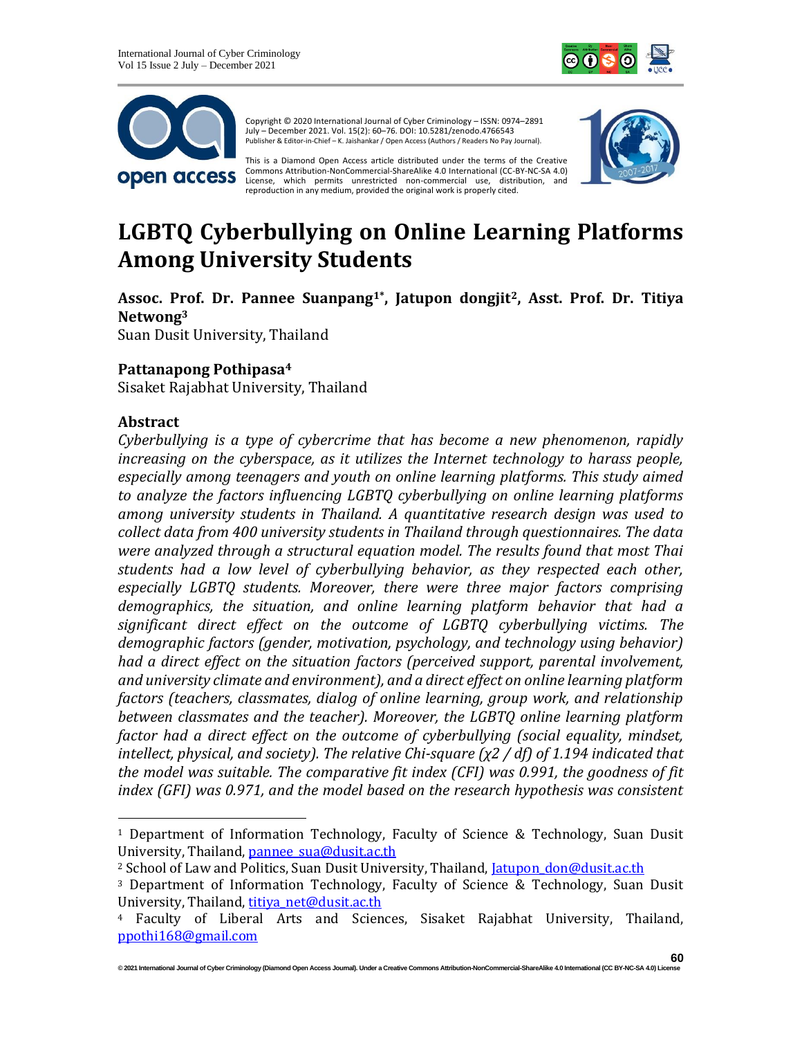Copyright © 2020 International Journal of Cyber Criminology – ISSN: 0974–2891 July – December 2021. Vol. 15(2): 60–76. DOI: 10.5281/zenodo.4766543
Publisher & Editor-in-Chief – K. Jaishankar / Open Access (Authors / Readers No Pay Journal).

This is a Diamond Open Access article distributed under the terms of the Creative Commons Attribution-NonCommercial-ShareAlike 4.0 International (CC-BY-NC-SA 4.0) License, which permits unrestricted non-commercial use, distribution, and reproduction in any medium, provided the original work is properly cited.

# LGBTQ Cyberbullying on Online Learning Platforms Among University Students

**Assoc. Prof. Dr. Pannee Suanpang[1*], Jatupon dongjit[2], Asst. Prof. Dr. Titiya Netwong[3]**
Suan Dusit University, Thailand

**Pattanapong Pothipasa[4]**
Sisaket Rajabhat University, Thailand

## Abstract

*Cyberbullying is a type of cybercrime that has become a new phenomenon, rapidly increasing on the cyberspace, as it utilizes the Internet technology to harass people, especially among teenagers and youth on online learning platforms. This study aimed to analyze the factors influencing LGBTQ cyberbullying on online learning platforms among university students in Thailand. A quantitative research design was used to collect data from 400 university students in Thailand through questionnaires. The data were analyzed through a structural equation model. The results found that most Thai students had a low level of cyberbullying behavior, as they respected each other, especially LGBTQ students. Moreover, there were three major factors comprising demographics, the situation, and online learning platform behavior that had a significant direct effect on the outcome of LGBTQ cyberbullying victims. The demographic factors (gender, motivation, psychology, and technology using behavior) had a direct effect on the situation factors (perceived support, parental involvement, and university climate and environment), and a direct effect on online learning platform factors (teachers, classmates, dialog of online learning, group work, and relationship between classmates and the teacher). Moreover, the LGBTQ online learning platform factor had a direct effect on the outcome of cyberbullying (social equality, mindset, intellect, physical, and society). The relative Chi-square ($\chi^2$ / df) of 1.194 indicated that the model was suitable. The comparative fit index (CFI) was 0.991, the goodness of fit index (GFI) was 0.971, and the model based on the research hypothesis was consistent*

---

[1] Department of Information Technology, Faculty of Science & Technology, Suan Dusit University, Thailand, pannee_sua@dusit.ac.th

[2] School of Law and Politics, Suan Dusit University, Thailand, Jatupon_don@dusit.ac.th

[3] Department of Information Technology, Faculty of Science & Technology, Suan Dusit University, Thailand, titiya_net@dusit.ac.th

[4] Faculty of Liberal Arts and Sciences, Sisaket Rajabhat University, Thailand, ppothi168@gmail.com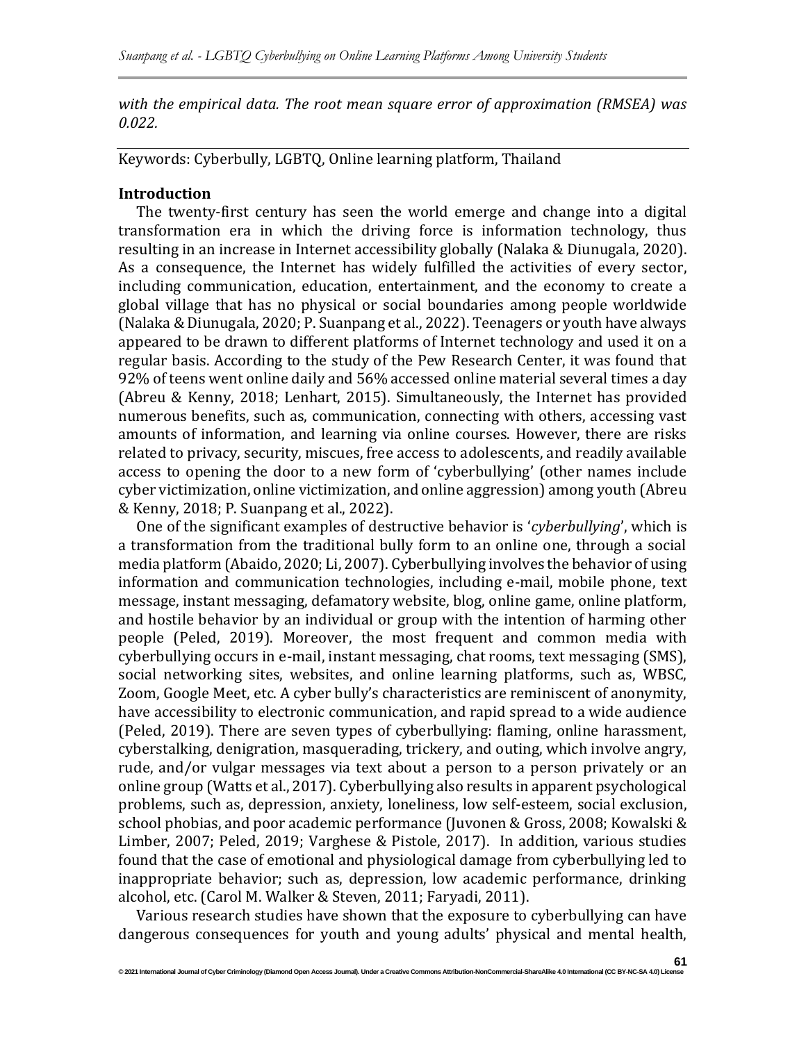*with the empirical data. The root mean square error of approximation (RMSEA) was 0.022.*

Keywords: Cyberbully, LGBTQ, Online learning platform, Thailand

**Introduction**

The twenty-first century has seen the world emerge and change into a digital transformation era in which the driving force is information technology, thus resulting in an increase in Internet accessibility globally (Nalaka & Diunugala, 2020). As a consequence, the Internet has widely fulfilled the activities of every sector, including communication, education, entertainment, and the economy to create a global village that has no physical or social boundaries among people worldwide (Nalaka & Diunugala, 2020; P. Suanpang et al., 2022). Teenagers or youth have always appeared to be drawn to different platforms of Internet technology and used it on a regular basis. According to the study of the Pew Research Center, it was found that 92% of teens went online daily and 56% accessed online material several times a day (Abreu & Kenny, 2018; Lenhart, 2015). Simultaneously, the Internet has provided numerous benefits, such as, communication, connecting with others, accessing vast amounts of information, and learning via online courses. However, there are risks related to privacy, security, miscues, free access to adolescents, and readily available access to opening the door to a new form of 'cyberbullying' (other names include cyber victimization, online victimization, and online aggression) among youth (Abreu & Kenny, 2018; P. Suanpang et al., 2022).

One of the significant examples of destructive behavior is '*cyberbullying*', which is a transformation from the traditional bully form to an online one, through a social media platform (Abaido, 2020; Li, 2007). Cyberbullying involves the behavior of using information and communication technologies, including e-mail, mobile phone, text message, instant messaging, defamatory website, blog, online game, online platform, and hostile behavior by an individual or group with the intention of harming other people (Peled, 2019). Moreover, the most frequent and common media with cyberbullying occurs in e-mail, instant messaging, chat rooms, text messaging (SMS), social networking sites, websites, and online learning platforms, such as, WBSC, Zoom, Google Meet, etc. A cyber bully's characteristics are reminiscent of anonymity, have accessibility to electronic communication, and rapid spread to a wide audience (Peled, 2019). There are seven types of cyberbullying: flaming, online harassment, cyberstalking, denigration, masquerading, trickery, and outing, which involve angry, rude, and/or vulgar messages via text about a person to a person privately or an online group (Watts et al., 2017). Cyberbullying also results in apparent psychological problems, such as, depression, anxiety, loneliness, low self-esteem, social exclusion, school phobias, and poor academic performance (Juvonen & Gross, 2008; Kowalski & Limber, 2007; Peled, 2019; Varghese & Pistole, 2017). In addition, various studies found that the case of emotional and physiological damage from cyberbullying led to inappropriate behavior; such as, depression, low academic performance, drinking alcohol, etc. (Carol M. Walker & Steven, 2011; Faryadi, 2011).

Various research studies have shown that the exposure to cyberbullying can have dangerous consequences for youth and young adults' physical and mental health,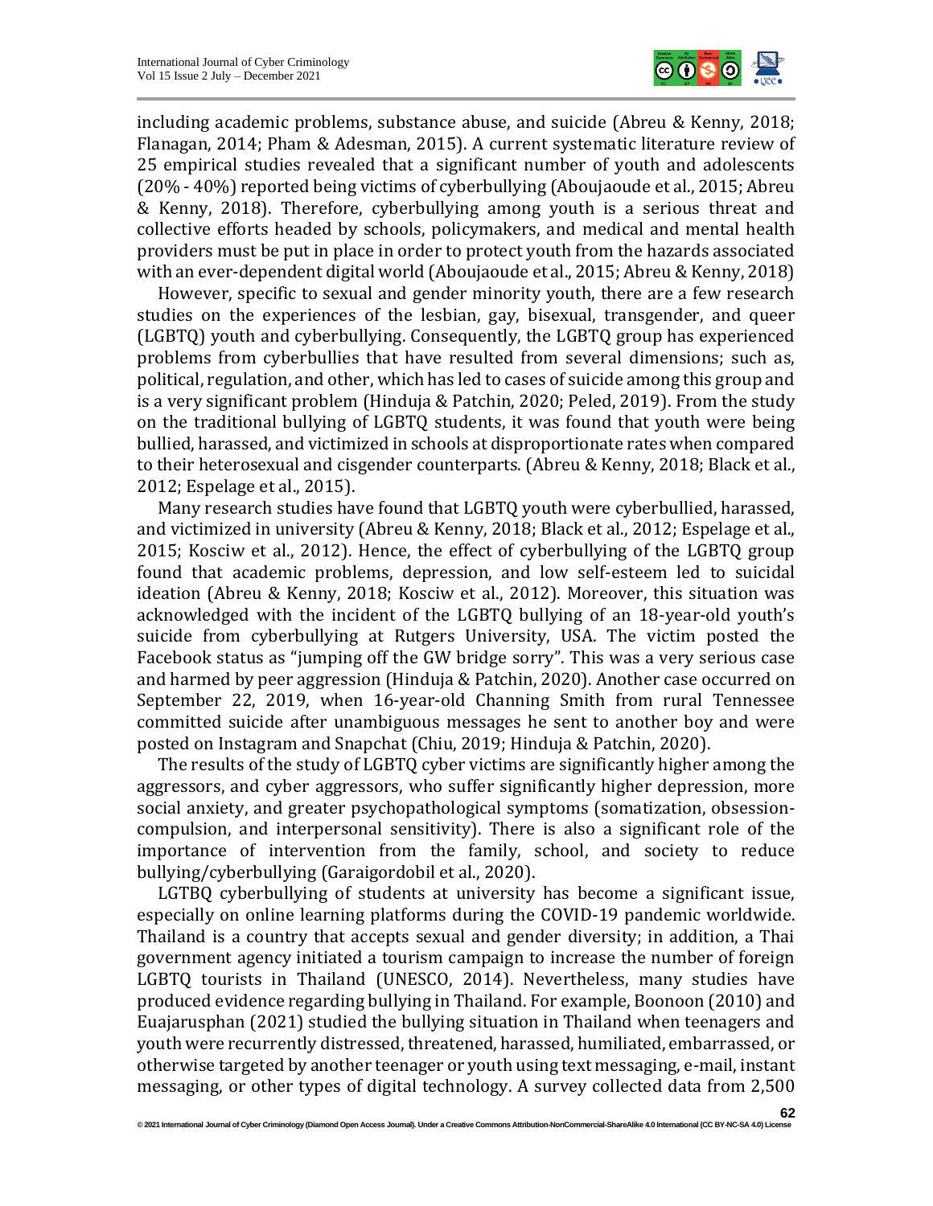including academic problems, substance abuse, and suicide (Abreu & Kenny, 2018; Flanagan, 2014; Pham & Adesman, 2015). A current systematic literature review of 25 empirical studies revealed that a significant number of youth and adolescents (20% - 40%) reported being victims of cyberbullying (Aboujaoude et al., 2015; Abreu & Kenny, 2018). Therefore, cyberbullying among youth is a serious threat and collective efforts headed by schools, policymakers, and medical and mental health providers must be put in place in order to protect youth from the hazards associated with an ever-dependent digital world (Aboujaoude et al., 2015; Abreu & Kenny, 2018)

However, specific to sexual and gender minority youth, there are a few research studies on the experiences of the lesbian, gay, bisexual, transgender, and queer (LGBTQ) youth and cyberbullying. Consequently, the LGBTQ group has experienced problems from cyberbullies that have resulted from several dimensions; such as, political, regulation, and other, which has led to cases of suicide among this group and is a very significant problem (Hinduja & Patchin, 2020; Peled, 2019). From the study on the traditional bullying of LGBTQ students, it was found that youth were being bullied, harassed, and victimized in schools at disproportionate rates when compared to their heterosexual and cisgender counterparts. (Abreu & Kenny, 2018; Black et al., 2012; Espelage et al., 2015).

Many research studies have found that LGBTQ youth were cyberbullied, harassed, and victimized in university (Abreu & Kenny, 2018; Black et al., 2012; Espelage et al., 2015; Kosciw et al., 2012). Hence, the effect of cyberbullying of the LGBTQ group found that academic problems, depression, and low self-esteem led to suicidal ideation (Abreu & Kenny, 2018; Kosciw et al., 2012). Moreover, this situation was acknowledged with the incident of the LGBTQ bullying of an 18-year-old youth's suicide from cyberbullying at Rutgers University, USA. The victim posted the Facebook status as "jumping off the GW bridge sorry". This was a very serious case and harmed by peer aggression (Hinduja & Patchin, 2020). Another case occurred on September 22, 2019, when 16-year-old Channing Smith from rural Tennessee committed suicide after unambiguous messages he sent to another boy and were posted on Instagram and Snapchat (Chiu, 2019; Hinduja & Patchin, 2020).

The results of the study of LGBTQ cyber victims are significantly higher among the aggressors, and cyber aggressors, who suffer significantly higher depression, more social anxiety, and greater psychopathological symptoms (somatization, obsession-compulsion, and interpersonal sensitivity). There is also a significant role of the importance of intervention from the family, school, and society to reduce bullying/cyberbullying (Garaigordobil et al., 2020).

LGTBQ cyberbullying of students at university has become a significant issue, especially on online learning platforms during the COVID-19 pandemic worldwide. Thailand is a country that accepts sexual and gender diversity; in addition, a Thai government agency initiated a tourism campaign to increase the number of foreign LGBTQ tourists in Thailand (UNESCO, 2014). Nevertheless, many studies have produced evidence regarding bullying in Thailand. For example, Boonoon (2010) and Euajarusphan (2021) studied the bullying situation in Thailand when teenagers and youth were recurrently distressed, threatened, harassed, humiliated, embarrassed, or otherwise targeted by another teenager or youth using text messaging, e-mail, instant messaging, or other types of digital technology. A survey collected data from 2,500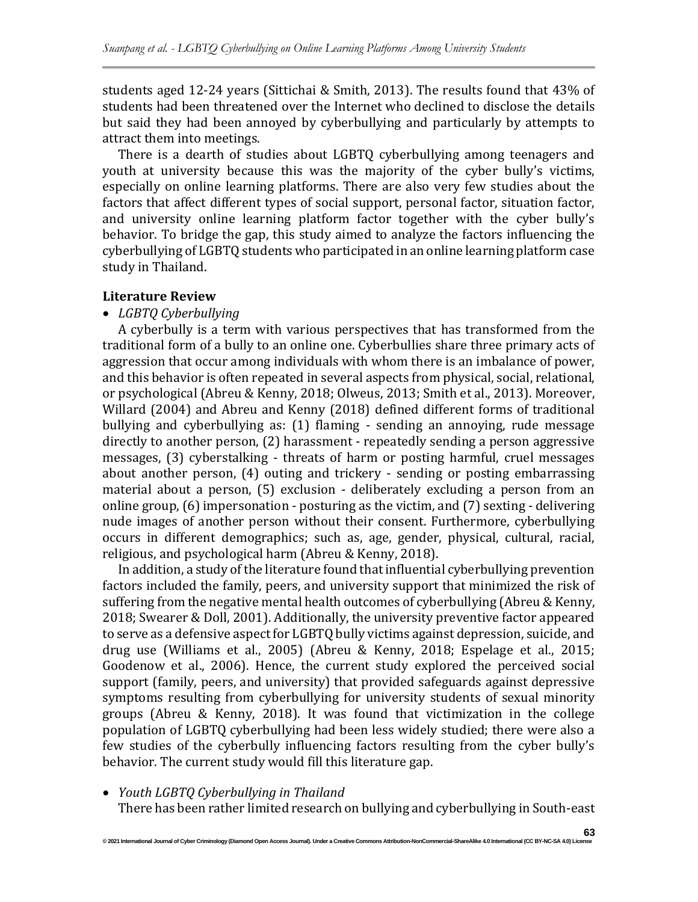students aged 12-24 years (Sittichai & Smith, 2013). The results found that 43% of students had been threatened over the Internet who declined to disclose the details but said they had been annoyed by cyberbullying and particularly by attempts to attract them into meetings.

There is a dearth of studies about LGBTQ cyberbullying among teenagers and youth at university because this was the majority of the cyber bully's victims, especially on online learning platforms. There are also very few studies about the factors that affect different types of social support, personal factor, situation factor, and university online learning platform factor together with the cyber bully's behavior. To bridge the gap, this study aimed to analyze the factors influencing the cyberbullying of LGBTQ students who participated in an online learning platform case study in Thailand.

## Literature Review

- *LGBTQ Cyberbullying*

A cyberbully is a term with various perspectives that has transformed from the traditional form of a bully to an online one. Cyberbullies share three primary acts of aggression that occur among individuals with whom there is an imbalance of power, and this behavior is often repeated in several aspects from physical, social, relational, or psychological (Abreu & Kenny, 2018; Olweus, 2013; Smith et al., 2013). Moreover, Willard (2004) and Abreu and Kenny (2018) defined different forms of traditional bullying and cyberbullying as: (1) flaming - sending an annoying, rude message directly to another person, (2) harassment - repeatedly sending a person aggressive messages, (3) cyberstalking - threats of harm or posting harmful, cruel messages about another person, (4) outing and trickery - sending or posting embarrassing material about a person, (5) exclusion - deliberately excluding a person from an online group, (6) impersonation - posturing as the victim, and (7) sexting - delivering nude images of another person without their consent. Furthermore, cyberbullying occurs in different demographics; such as, age, gender, physical, cultural, racial, religious, and psychological harm (Abreu & Kenny, 2018).

In addition, a study of the literature found that influential cyberbullying prevention factors included the family, peers, and university support that minimized the risk of suffering from the negative mental health outcomes of cyberbullying (Abreu & Kenny, 2018; Swearer & Doll, 2001). Additionally, the university preventive factor appeared to serve as a defensive aspect for LGBTQ bully victims against depression, suicide, and drug use (Williams et al., 2005) (Abreu & Kenny, 2018; Espelage et al., 2015; Goodenow et al., 2006). Hence, the current study explored the perceived social support (family, peers, and university) that provided safeguards against depressive symptoms resulting from cyberbullying for university students of sexual minority groups (Abreu & Kenny, 2018). It was found that victimization in the college population of LGBTQ cyberbullying had been less widely studied; there were also a few studies of the cyberbully influencing factors resulting from the cyber bully's behavior. The current study would fill this literature gap.

- *Youth LGBTQ Cyberbullying in Thailand*

There has been rather limited research on bullying and cyberbullying in South-east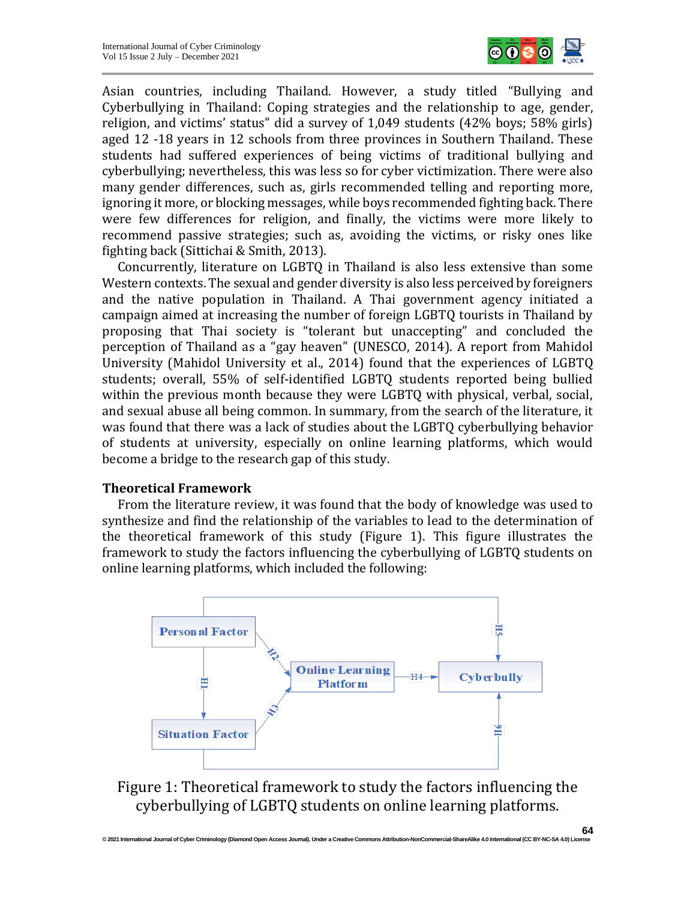Asian countries, including Thailand. However, a study titled "Bullying and Cyberbullying in Thailand: Coping strategies and the relationship to age, gender, religion, and victims' status" did a survey of 1,049 students (42% boys; 58% girls) aged 12 -18 years in 12 schools from three provinces in Southern Thailand. These students had suffered experiences of being victims of traditional bullying and cyberbullying; nevertheless, this was less so for cyber victimization. There were also many gender differences, such as, girls recommended telling and reporting more, ignoring it more, or blocking messages, while boys recommended fighting back. There were few differences for religion, and finally, the victims were more likely to recommend passive strategies; such as, avoiding the victims, or risky ones like fighting back (Sittichai & Smith, 2013).

Concurrently, literature on LGBTQ in Thailand is also less extensive than some Western contexts. The sexual and gender diversity is also less perceived by foreigners and the native population in Thailand. A Thai government agency initiated a campaign aimed at increasing the number of foreign LGBTQ tourists in Thailand by proposing that Thai society is "tolerant but unaccepting" and concluded the perception of Thailand as a "gay heaven" (UNESCO, 2014). A report from Mahidol University (Mahidol University et al., 2014) found that the experiences of LGBTQ students; overall, 55% of self-identified LGBTQ students reported being bullied within the previous month because they were LGBTQ with physical, verbal, social, and sexual abuse all being common. In summary, from the search of the literature, it was found that there was a lack of studies about the LGBTQ cyberbullying behavior of students at university, especially on online learning platforms, which would become a bridge to the research gap of this study.

## Theoretical Framework

From the literature review, it was found that the body of knowledge was used to synthesize and find the relationship of the variables to lead to the determination of the theoretical framework of this study (Figure 1). This figure illustrates the framework to study the factors influencing the cyberbullying of LGBTQ students on online learning platforms, which included the following:

Personal Factor → (H1) Situation Factor; Personal Factor → (H2) Online Learning Platform; Situation Factor → (H3) Online Learning Platform; Online Learning Platform → (H4) Cyberbully; Personal Factor → (H5) Cyberbully; Situation Factor → (H6) Cyberbully

Figure 1: Theoretical framework to study the factors influencing the cyberbullying of LGBTQ students on online learning platforms.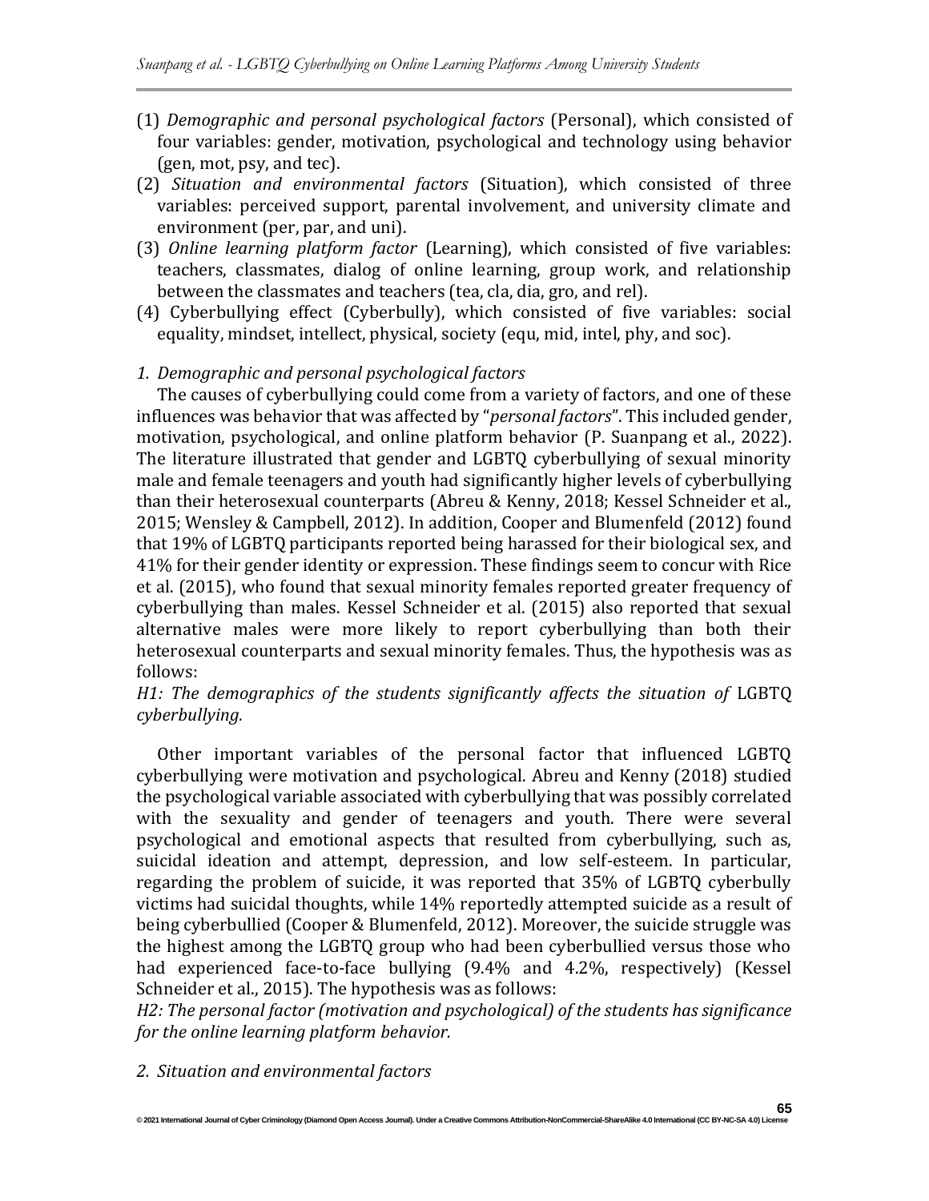(1) *Demographic and personal psychological factors* (Personal), which consisted of four variables: gender, motivation, psychological and technology using behavior (gen, mot, psy, and tec).
(2) *Situation and environmental factors* (Situation), which consisted of three variables: perceived support, parental involvement, and university climate and environment (per, par, and uni).
(3) *Online learning platform factor* (Learning), which consisted of five variables: teachers, classmates, dialog of online learning, group work, and relationship between the classmates and teachers (tea, cla, dia, gro, and rel).
(4) Cyberbullying effect (Cyberbully), which consisted of five variables: social equality, mindset, intellect, physical, society (equ, mid, intel, phy, and soc).

*1. Demographic and personal psychological factors*

The causes of cyberbullying could come from a variety of factors, and one of these influences was behavior that was affected by "*personal factors*". This included gender, motivation, psychological, and online platform behavior (P. Suanpang et al., 2022). The literature illustrated that gender and LGBTQ cyberbullying of sexual minority male and female teenagers and youth had significantly higher levels of cyberbullying than their heterosexual counterparts (Abreu & Kenny, 2018; Kessel Schneider et al., 2015; Wensley & Campbell, 2012). In addition, Cooper and Blumenfeld (2012) found that 19% of LGBTQ participants reported being harassed for their biological sex, and 41% for their gender identity or expression. These findings seem to concur with Rice et al. (2015), who found that sexual minority females reported greater frequency of cyberbullying than males. Kessel Schneider et al. (2015) also reported that sexual alternative males were more likely to report cyberbullying than both their heterosexual counterparts and sexual minority females. Thus, the hypothesis was as follows:

*H1: The demographics of the students significantly affects the situation of* LGBTQ *cyberbullying.*

Other important variables of the personal factor that influenced LGBTQ cyberbullying were motivation and psychological. Abreu and Kenny (2018) studied the psychological variable associated with cyberbullying that was possibly correlated with the sexuality and gender of teenagers and youth. There were several psychological and emotional aspects that resulted from cyberbullying, such as, suicidal ideation and attempt, depression, and low self-esteem. In particular, regarding the problem of suicide, it was reported that 35% of LGBTQ cyberbully victims had suicidal thoughts, while 14% reportedly attempted suicide as a result of being cyberbullied (Cooper & Blumenfeld, 2012). Moreover, the suicide struggle was the highest among the LGBTQ group who had been cyberbullied versus those who had experienced face-to-face bullying (9.4% and 4.2%, respectively) (Kessel Schneider et al., 2015). The hypothesis was as follows:

*H2: The personal factor (motivation and psychological) of the students has significance for the online learning platform behavior.*

*2. Situation and environmental factors*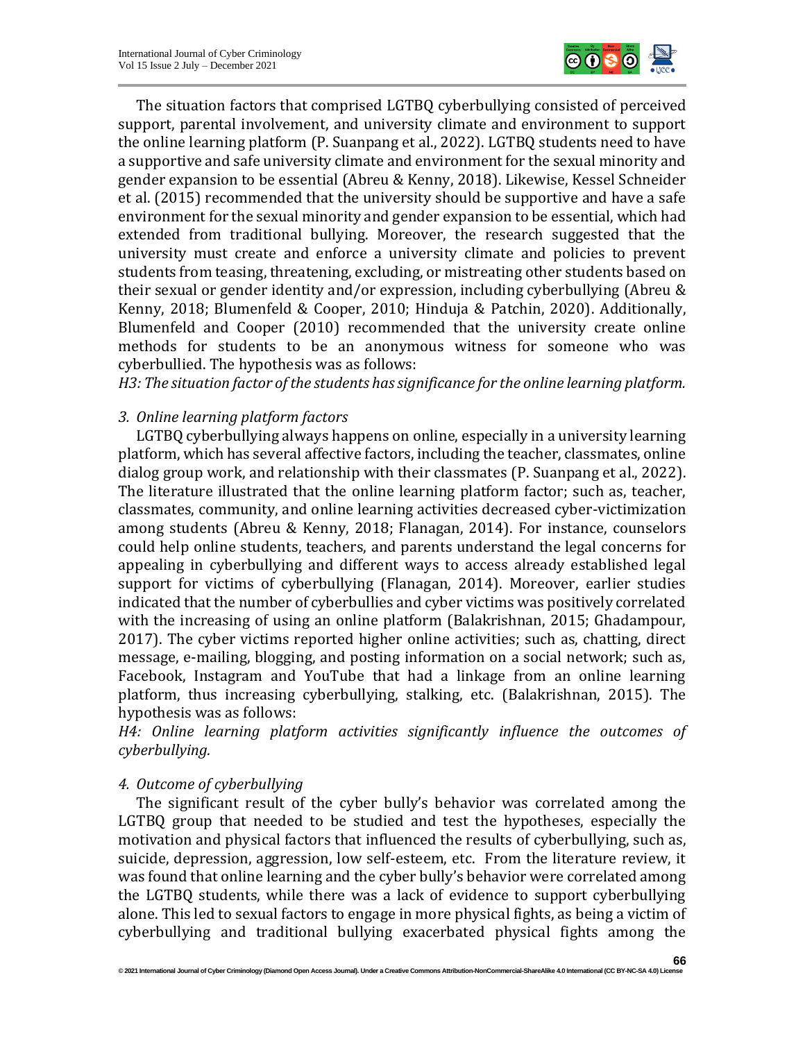The situation factors that comprised LGTBQ cyberbullying consisted of perceived support, parental involvement, and university climate and environment to support the online learning platform (P. Suanpang et al., 2022). LGTBQ students need to have a supportive and safe university climate and environment for the sexual minority and gender expansion to be essential (Abreu & Kenny, 2018). Likewise, Kessel Schneider et al. (2015) recommended that the university should be supportive and have a safe environment for the sexual minority and gender expansion to be essential, which had extended from traditional bullying. Moreover, the research suggested that the university must create and enforce a university climate and policies to prevent students from teasing, threatening, excluding, or mistreating other students based on their sexual or gender identity and/or expression, including cyberbullying (Abreu & Kenny, 2018; Blumenfeld & Cooper, 2010; Hinduja & Patchin, 2020). Additionally, Blumenfeld and Cooper (2010) recommended that the university create online methods for students to be an anonymous witness for someone who was cyberbullied. The hypothesis was as follows:

*H3: The situation factor of the students has significance for the online learning platform.*

*3. Online learning platform factors*

LGTBQ cyberbullying always happens on online, especially in a university learning platform, which has several affective factors, including the teacher, classmates, online dialog group work, and relationship with their classmates (P. Suanpang et al., 2022). The literature illustrated that the online learning platform factor; such as, teacher, classmates, community, and online learning activities decreased cyber-victimization among students (Abreu & Kenny, 2018; Flanagan, 2014). For instance, counselors could help online students, teachers, and parents understand the legal concerns for appealing in cyberbullying and different ways to access already established legal support for victims of cyberbullying (Flanagan, 2014). Moreover, earlier studies indicated that the number of cyberbullies and cyber victims was positively correlated with the increasing of using an online platform (Balakrishnan, 2015; Ghadampour, 2017). The cyber victims reported higher online activities; such as, chatting, direct message, e-mailing, blogging, and posting information on a social network; such as, Facebook, Instagram and YouTube that had a linkage from an online learning platform, thus increasing cyberbullying, stalking, etc. (Balakrishnan, 2015). The hypothesis was as follows:

*H4: Online learning platform activities significantly influence the outcomes of cyberbullying.*

*4. Outcome of cyberbullying*

The significant result of the cyber bully's behavior was correlated among the LGTBQ group that needed to be studied and test the hypotheses, especially the motivation and physical factors that influenced the results of cyberbullying, such as, suicide, depression, aggression, low self-esteem, etc. From the literature review, it was found that online learning and the cyber bully's behavior were correlated among the LGTBQ students, while there was a lack of evidence to support cyberbullying alone. This led to sexual factors to engage in more physical fights, as being a victim of cyberbullying and traditional bullying exacerbated physical fights among the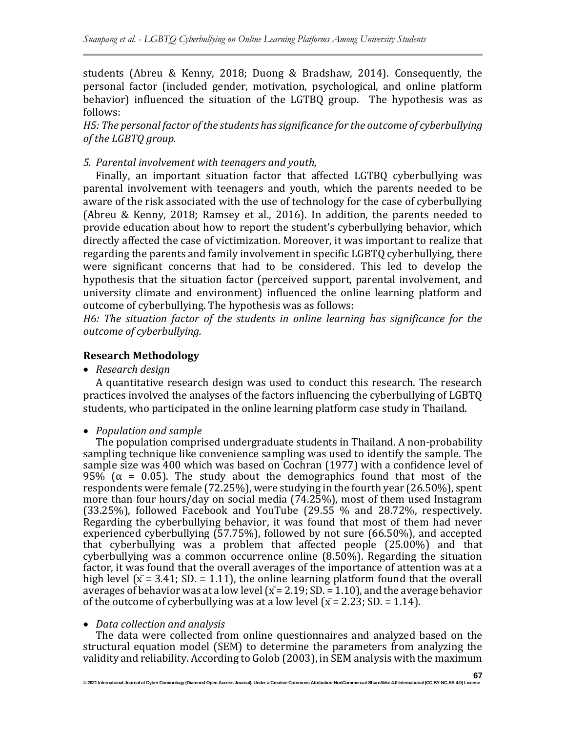students (Abreu & Kenny, 2018; Duong & Bradshaw, 2014). Consequently, the personal factor (included gender, motivation, psychological, and online platform behavior) influenced the situation of the LGTBQ group. The hypothesis was as follows:

*H5: The personal factor of the students has significance for the outcome of cyberbullying of the LGBTQ group.*

*5. Parental involvement with teenagers and youth,*

Finally, an important situation factor that affected LGTBQ cyberbullying was parental involvement with teenagers and youth, which the parents needed to be aware of the risk associated with the use of technology for the case of cyberbullying (Abreu & Kenny, 2018; Ramsey et al., 2016). In addition, the parents needed to provide education about how to report the student's cyberbullying behavior, which directly affected the case of victimization. Moreover, it was important to realize that regarding the parents and family involvement in specific LGBTQ cyberbullying, there were significant concerns that had to be considered. This led to develop the hypothesis that the situation factor (perceived support, parental involvement, and university climate and environment) influenced the online learning platform and outcome of cyberbullying. The hypothesis was as follows:

*H6: The situation factor of the students in online learning has significance for the outcome of cyberbullying.*

## Research Methodology

- *Research design*

A quantitative research design was used to conduct this research. The research practices involved the analyses of the factors influencing the cyberbullying of LGBTQ students, who participated in the online learning platform case study in Thailand.

- *Population and sample*

The population comprised undergraduate students in Thailand. A non-probability sampling technique like convenience sampling was used to identify the sample. The sample size was 400 which was based on Cochran (1977) with a confidence level of 95% ($\alpha$ = 0.05). The study about the demographics found that most of the respondents were female (72.25%), were studying in the fourth year (26.50%), spent more than four hours/day on social media (74.25%), most of them used Instagram (33.25%), followed Facebook and YouTube (29.55 % and 28.72%, respectively. Regarding the cyberbullying behavior, it was found that most of them had never experienced cyberbullying (57.75%), followed by not sure (66.50%), and accepted that cyberbullying was a problem that affected people (25.00%) and that cyberbullying was a common occurrence online (8.50%). Regarding the situation factor, it was found that the overall averages of the importance of attention was at a high level ($\bar{x}$ = 3.41; SD. = 1.11), the online learning platform found that the overall averages of behavior was at a low level ($\bar{x}$ = 2.19; SD. = 1.10), and the average behavior of the outcome of cyberbullying was at a low level ($\bar{x}$ = 2.23; SD. = 1.14).

- *Data collection and analysis*

The data were collected from online questionnaires and analyzed based on the structural equation model (SEM) to determine the parameters from analyzing the validity and reliability. According to Golob (2003), in SEM analysis with the maximum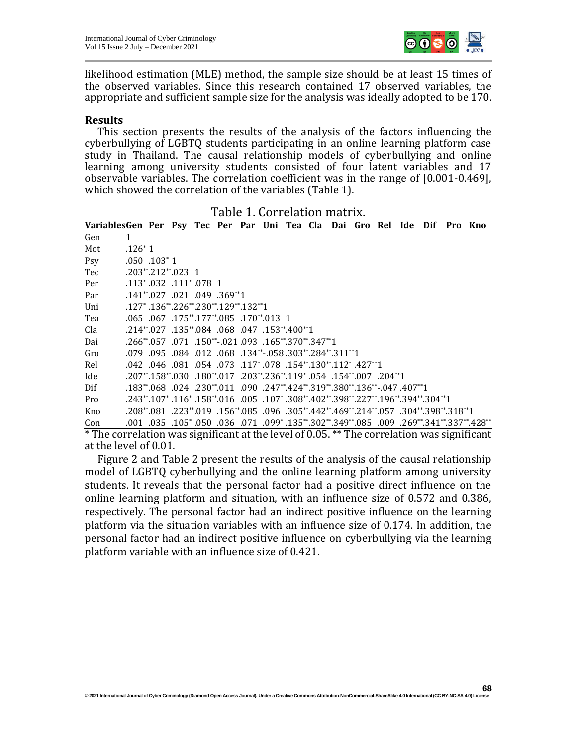likelihood estimation (MLE) method, the sample size should be at least 15 times of the observed variables. Since this research contained 17 observed variables, the appropriate and sufficient sample size for the analysis was ideally adopted to be 170.

## Results

This section presents the results of the analysis of the factors influencing the cyberbullying of LGBTQ students participating in an online learning platform case study in Thailand. The causal relationship models of cyberbullying and online learning among university students consisted of four latent variables and 17 observable variables. The correlation coefficient was in the range of [0.001-0.469], which showed the correlation of the variables (Table 1).

Table 1. Correlation matrix.

| Variables | Gen | Per | Psy | Tec | Per | Par | Uni | Tea | Cla | Dai | Gro | Rel | Ide | Dif | Pro | Kno |
|---|---|---|---|---|---|---|---|---|---|---|---|---|---|---|---|---|
| Gen | 1 | | | | | | | | | | | | | | | |
| Mot | .126* | 1 | | | | | | | | | | | | | | |
| Psy | .050 | .103* | 1 | | | | | | | | | | | | | |
| Tec | .203** | .212** | .023 | 1 | | | | | | | | | | | | |
| Per | .113* | .032 | .111* | .078 | 1 | | | | | | | | | | | |
| Par | .141** | .027 | .021 | .049 | .369** | 1 | | | | | | | | | | |
| Uni | .127* | .136** | .226** | .230** | .129** | .132** | 1 | | | | | | | | | |
| Tea | .065 | .067 | .175** | .177** | .085 | .170** | .013 | 1 | | | | | | | | |
| Cla | .214** | .027 | .135** | .084 | .068 | .047 | .153** | .400** | 1 | | | | | | | |
| Dai | .266** | .057 | .071 | .150** | -.021 | .093 | .165** | .370** | .347** | 1 | | | | | | |
| Gro | .079 | .095 | .084 | .012 | .068 | .134** | -.058 | .303** | .284** | .311** | 1 | | | | | |
| Rel | .042 | .046 | .081 | .054 | .073 | .117* | .078 | .154** | .130** | .112* | .427** | 1 | | | | |
| Ide | .207** | .158** | .030 | .180** | .017 | .203** | .236** | .119* | .054 | .154** | .007 | .204** | 1 | | | |
| Dif | .183** | .068 | .024 | .230** | .011 | .090 | .247** | .424** | .319** | .380** | .136** | -.047 | .407** | 1 | | |
| Pro | .243** | .107* | .116* | .158** | .016 | .005 | .107* | .308** | .402** | .398** | .227** | .196** | .394** | .304** | 1 | |
| Kno | .208** | .081 | .223** | .019 | .156** | .085 | .096 | .305** | .442** | .469** | .214** | .057 | .304** | .398** | .318** | 1 |
| Con | .001 | .035 | .105* | .050 | .036 | .071 | .099* | .135** | .302** | .349** | .085 | .009 | .269** | .341** | .337** | .428** |

* The correlation was significant at the level of 0.05. ** The correlation was significant at the level of 0.01.

Figure 2 and Table 2 present the results of the analysis of the causal relationship model of LGBTQ cyberbullying and the online learning platform among university students. It reveals that the personal factor had a positive direct influence on the online learning platform and situation, with an influence size of 0.572 and 0.386, respectively. The personal factor had an indirect positive influence on the learning platform via the situation variables with an influence size of 0.174. In addition, the personal factor had an indirect positive influence on cyberbullying via the learning platform variable with an influence size of 0.421.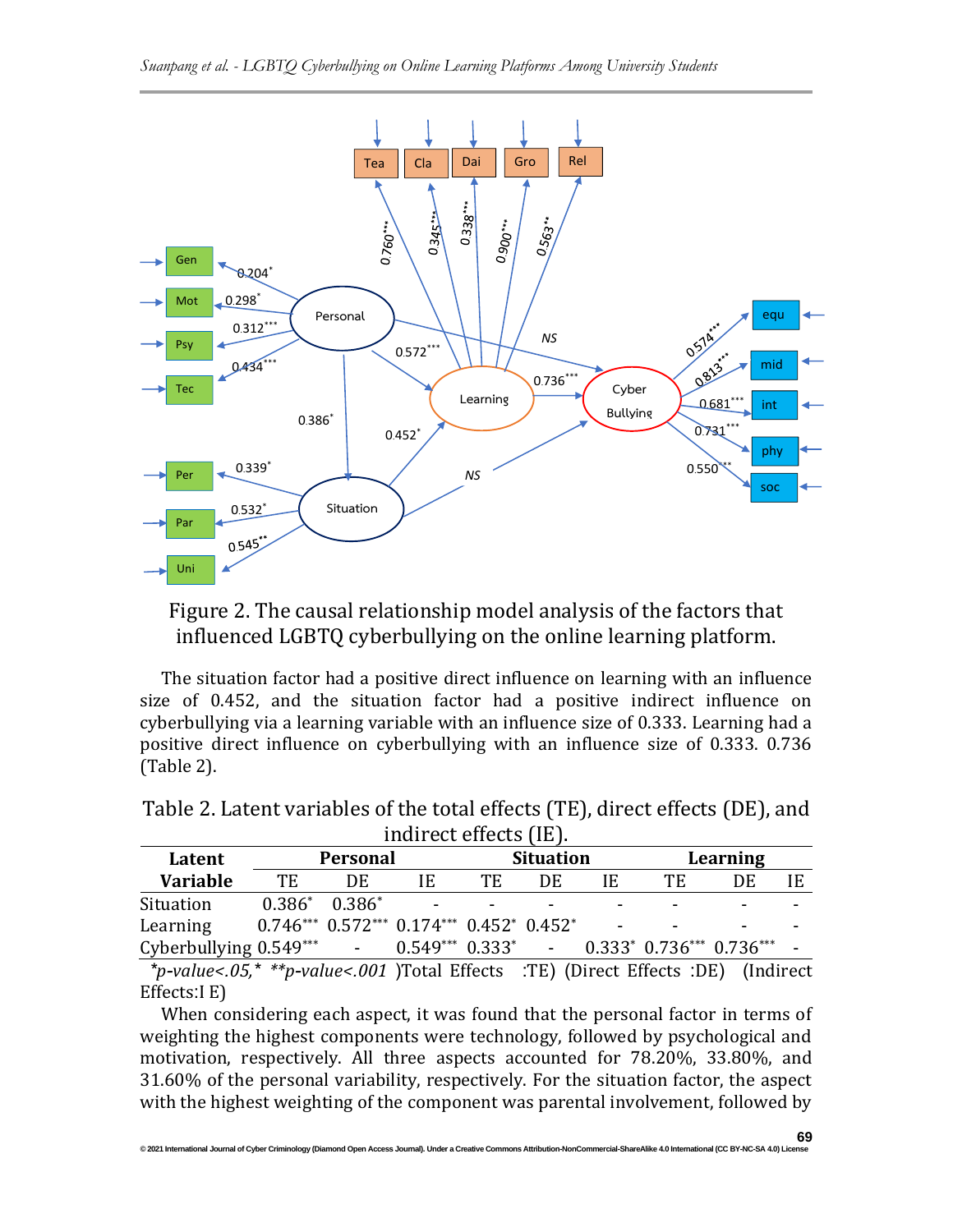Figure 2. The causal relationship model analysis of the factors that influenced LGBTQ cyberbullying on the online learning platform.

The situation factor had a positive direct influence on learning with an influence size of 0.452, and the situation factor had a positive indirect influence on cyberbullying via a learning variable with an influence size of 0.333. Learning had a positive direct influence on cyberbullying with an influence size of 0.333. 0.736 (Table 2).

Table 2. Latent variables of the total effects (TE), direct effects (DE), and indirect effects (IE).

| Latent Variable | Personal | | | Situation | | | Learning | | |
|---|---|---|---|---|---|---|---|---|---|
| | TE | DE | IE | TE | DE | IE | TE | DE | IE |
| Situation | 0.386* | 0.386* | - | - | - | - | - | - | - |
| Learning | 0.746*** | 0.572*** | 0.174*** | 0.452* | 0.452* | - | - | - | - |
| Cyberbullying | 0.549*** | - | 0.549*** | 0.333* | - | 0.333* | 0.736*** | 0.736*** | - |

*p-value<.05,* **p-value<.001 )Total Effects :TE) (Direct Effects :DE) (Indirect Effects:I E)

When considering each aspect, it was found that the personal factor in terms of weighting the highest components were technology, followed by psychological and motivation, respectively. All three aspects accounted for 78.20%, 33.80%, and 31.60% of the personal variability, respectively. For the situation factor, the aspect with the highest weighting of the component was parental involvement, followed by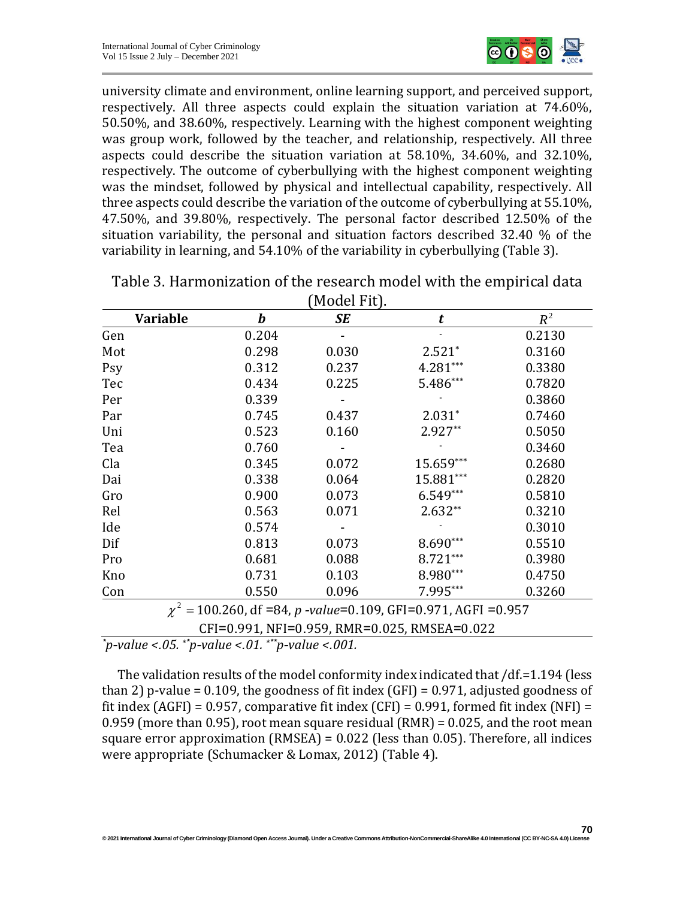university climate and environment, online learning support, and perceived support, respectively. All three aspects could explain the situation variation at 74.60%, 50.50%, and 38.60%, respectively. Learning with the highest component weighting was group work, followed by the teacher, and relationship, respectively. All three aspects could describe the situation variation at 58.10%, 34.60%, and 32.10%, respectively. The outcome of cyberbullying with the highest component weighting was the mindset, followed by physical and intellectual capability, respectively. All three aspects could describe the variation of the outcome of cyberbullying at 55.10%, 47.50%, and 39.80%, respectively. The personal factor described 12.50% of the situation variability, the personal and situation factors described 32.40 % of the variability in learning, and 54.10% of the variability in cyberbullying (Table 3).

Table 3. Harmonization of the research model with the empirical data (Model Fit).

| Variable | *b* | *SE* | *t* | $R^2$ |
|---|---|---|---|---|
| Gen | 0.204 | - | - | 0.2130 |
| Mot | 0.298 | 0.030 | 2.521* | 0.3160 |
| Psy | 0.312 | 0.237 | 4.281*** | 0.3380 |
| Tec | 0.434 | 0.225 | 5.486*** | 0.7820 |
| Per | 0.339 | - | - | 0.3860 |
| Par | 0.745 | 0.437 | 2.031* | 0.7460 |
| Uni | 0.523 | 0.160 | 2.927** | 0.5050 |
| Tea | 0.760 | - | - | 0.3460 |
| Cla | 0.345 | 0.072 | 15.659*** | 0.2680 |
| Dai | 0.338 | 0.064 | 15.881*** | 0.2820 |
| Gro | 0.900 | 0.073 | 6.549*** | 0.5810 |
| Rel | 0.563 | 0.071 | 2.632** | 0.3210 |
| Ide | 0.574 | - | - | 0.3010 |
| Dif | 0.813 | 0.073 | 8.690*** | 0.5510 |
| Pro | 0.681 | 0.088 | 8.721*** | 0.3980 |
| Kno | 0.731 | 0.103 | 8.980*** | 0.4750 |
| Con | 0.550 | 0.096 | 7.995*** | 0.3260 |
| $\chi^2$ = 100.260, df =84, *p -value*=0.109, GFI=0.971, AGFI =0.957 CFI=0.991, NFI=0.959, RMR=0.025, RMSEA=0.022 | | | | |

*\*p-value <.05. \*\*p-value <.01. \*\*\*p-value <.001.*

The validation results of the model conformity index indicated that /df.=1.194 (less than 2) p-value = 0.109, the goodness of fit index (GFI) = 0.971, adjusted goodness of fit index (AGFI) = 0.957, comparative fit index (CFI) = 0.991, formed fit index (NFI) = 0.959 (more than 0.95), root mean square residual (RMR) = 0.025, and the root mean square error approximation (RMSEA) = 0.022 (less than 0.05). Therefore, all indices were appropriate (Schumacker & Lomax, 2012) (Table 4).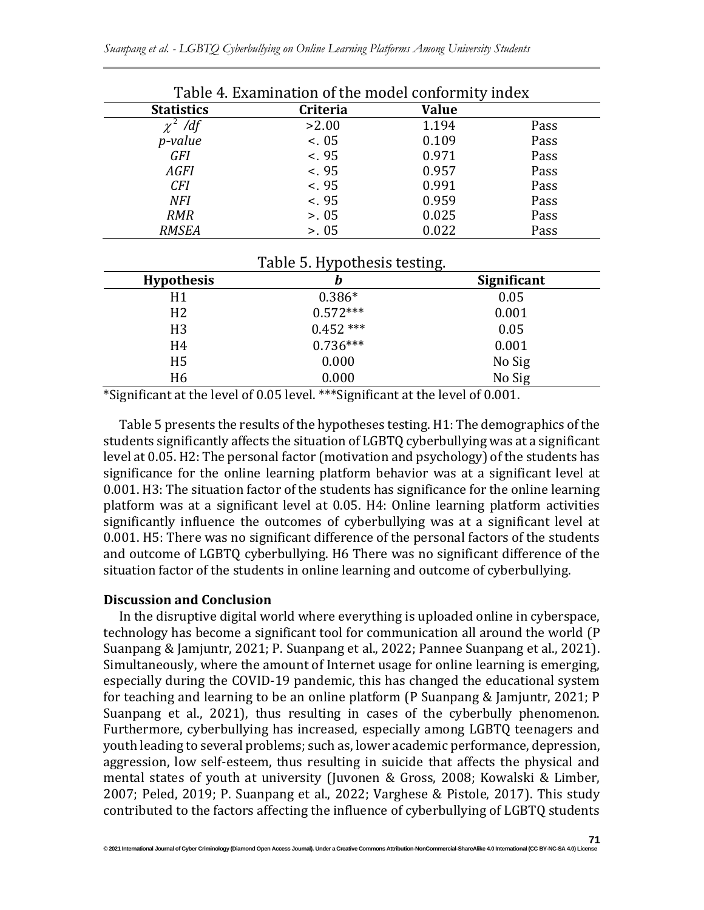Table 4. Examination of the model conformity index

| Statistics | Criteria | Value | |
|---|---|---|---|
| $\chi^2$ /df | >2.00 | 1.194 | Pass |
| *p-value* | <. 05 | 0.109 | Pass |
| *GFI* | <. 95 | 0.971 | Pass |
| *AGFI* | <. 95 | 0.957 | Pass |
| *CFI* | <. 95 | 0.991 | Pass |
| *NFI* | <. 95 | 0.959 | Pass |
| *RMR* | >. 05 | 0.025 | Pass |
| *RMSEA* | >. 05 | 0.022 | Pass |

Table 5. Hypothesis testing.

| Hypothesis | *b* | Significant |
|---|---|---|
| H1 | 0.386* | 0.05 |
| H2 | 0.572*** | 0.001 |
| H3 | 0.452 *** | 0.05 |
| H4 | 0.736*** | 0.001 |
| H5 | 0.000 | No Sig |
| H6 | 0.000 | No Sig |

*Significant at the level of 0.05 level. ***Significant at the level of 0.001.

Table 5 presents the results of the hypotheses testing. H1: The demographics of the students significantly affects the situation of LGBTQ cyberbullying was at a significant level at 0.05. H2: The personal factor (motivation and psychology) of the students has significance for the online learning platform behavior was at a significant level at 0.001. H3: The situation factor of the students has significance for the online learning platform was at a significant level at 0.05. H4: Online learning platform activities significantly influence the outcomes of cyberbullying was at a significant level at 0.001. H5: There was no significant difference of the personal factors of the students and outcome of LGBTQ cyberbullying. H6 There was no significant difference of the situation factor of the students in online learning and outcome of cyberbullying.

**Discussion and Conclusion**

In the disruptive digital world where everything is uploaded online in cyberspace, technology has become a significant tool for communication all around the world (P Suanpang & Jamjuntr, 2021; P. Suanpang et al., 2022; Pannee Suanpang et al., 2021). Simultaneously, where the amount of Internet usage for online learning is emerging, especially during the COVID-19 pandemic, this has changed the educational system for teaching and learning to be an online platform (P Suanpang & Jamjuntr, 2021; P Suanpang et al., 2021), thus resulting in cases of the cyberbully phenomenon. Furthermore, cyberbullying has increased, especially among LGBTQ teenagers and youth leading to several problems; such as, lower academic performance, depression, aggression, low self-esteem, thus resulting in suicide that affects the physical and mental states of youth at university (Juvonen & Gross, 2008; Kowalski & Limber, 2007; Peled, 2019; P. Suanpang et al., 2022; Varghese & Pistole, 2017). This study contributed to the factors affecting the influence of cyberbullying of LGBTQ students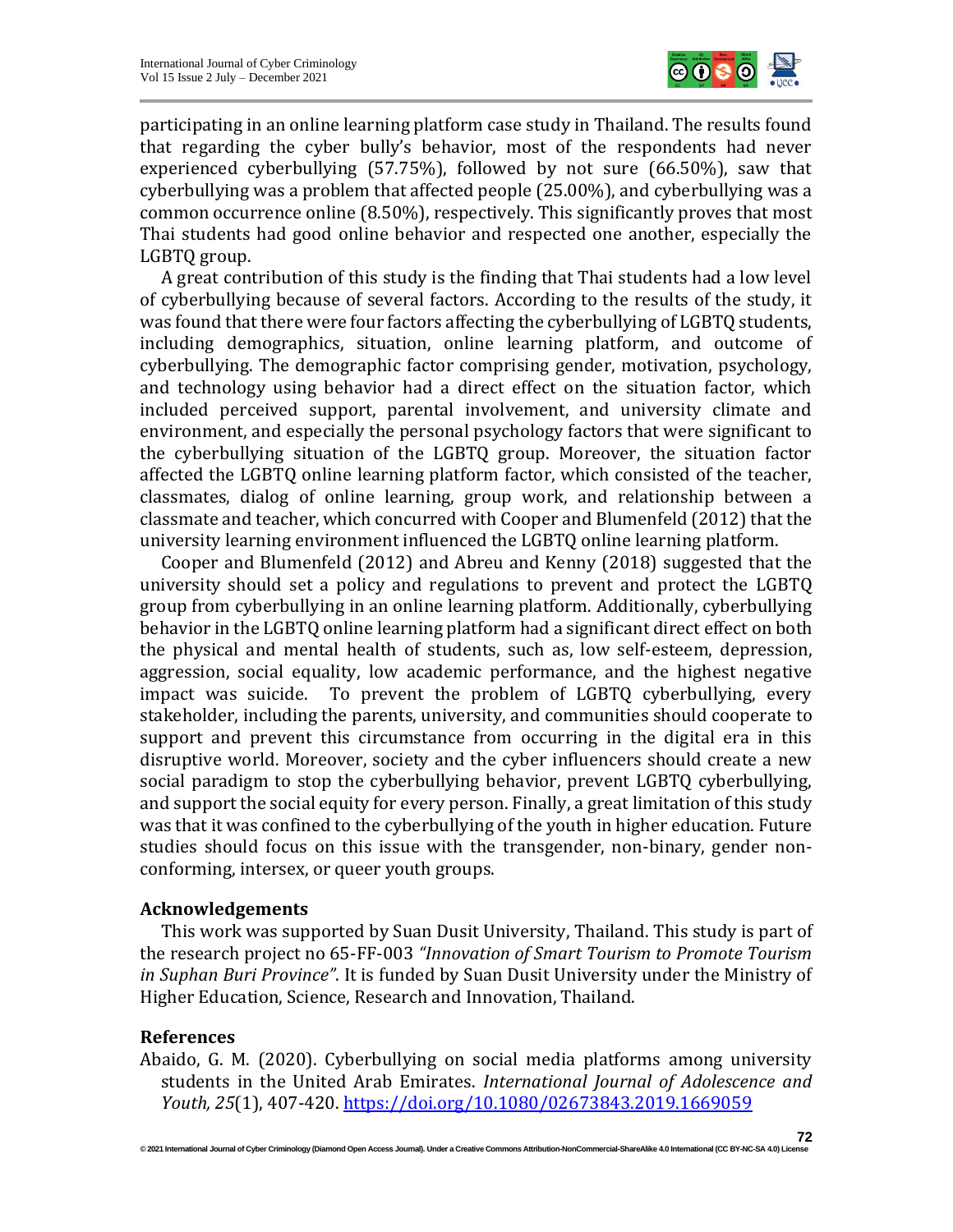participating in an online learning platform case study in Thailand. The results found that regarding the cyber bully's behavior, most of the respondents had never experienced cyberbullying (57.75%), followed by not sure (66.50%), saw that cyberbullying was a problem that affected people (25.00%), and cyberbullying was a common occurrence online (8.50%), respectively. This significantly proves that most Thai students had good online behavior and respected one another, especially the LGBTQ group.

A great contribution of this study is the finding that Thai students had a low level of cyberbullying because of several factors. According to the results of the study, it was found that there were four factors affecting the cyberbullying of LGBTQ students, including demographics, situation, online learning platform, and outcome of cyberbullying. The demographic factor comprising gender, motivation, psychology, and technology using behavior had a direct effect on the situation factor, which included perceived support, parental involvement, and university climate and environment, and especially the personal psychology factors that were significant to the cyberbullying situation of the LGBTQ group. Moreover, the situation factor affected the LGBTQ online learning platform factor, which consisted of the teacher, classmates, dialog of online learning, group work, and relationship between a classmate and teacher, which concurred with Cooper and Blumenfeld (2012) that the university learning environment influenced the LGBTQ online learning platform.

Cooper and Blumenfeld (2012) and Abreu and Kenny (2018) suggested that the university should set a policy and regulations to prevent and protect the LGBTQ group from cyberbullying in an online learning platform. Additionally, cyberbullying behavior in the LGBTQ online learning platform had a significant direct effect on both the physical and mental health of students, such as, low self-esteem, depression, aggression, social equality, low academic performance, and the highest negative impact was suicide. To prevent the problem of LGBTQ cyberbullying, every stakeholder, including the parents, university, and communities should cooperate to support and prevent this circumstance from occurring in the digital era in this disruptive world. Moreover, society and the cyber influencers should create a new social paradigm to stop the cyberbullying behavior, prevent LGBTQ cyberbullying, and support the social equity for every person. Finally, a great limitation of this study was that it was confined to the cyberbullying of the youth in higher education. Future studies should focus on this issue with the transgender, non-binary, gender non-conforming, intersex, or queer youth groups.

## Acknowledgements

This work was supported by Suan Dusit University, Thailand. This study is part of the research project no 65-FF-003 *"Innovation of Smart Tourism to Promote Tourism in Suphan Buri Province"*. It is funded by Suan Dusit University under the Ministry of Higher Education, Science, Research and Innovation, Thailand.

## References

Abaido, G. M. (2020). Cyberbullying on social media platforms among university students in the United Arab Emirates. *International Journal of Adolescence and Youth, 25*(1), 407-420. https://doi.org/10.1080/02673843.2019.1669059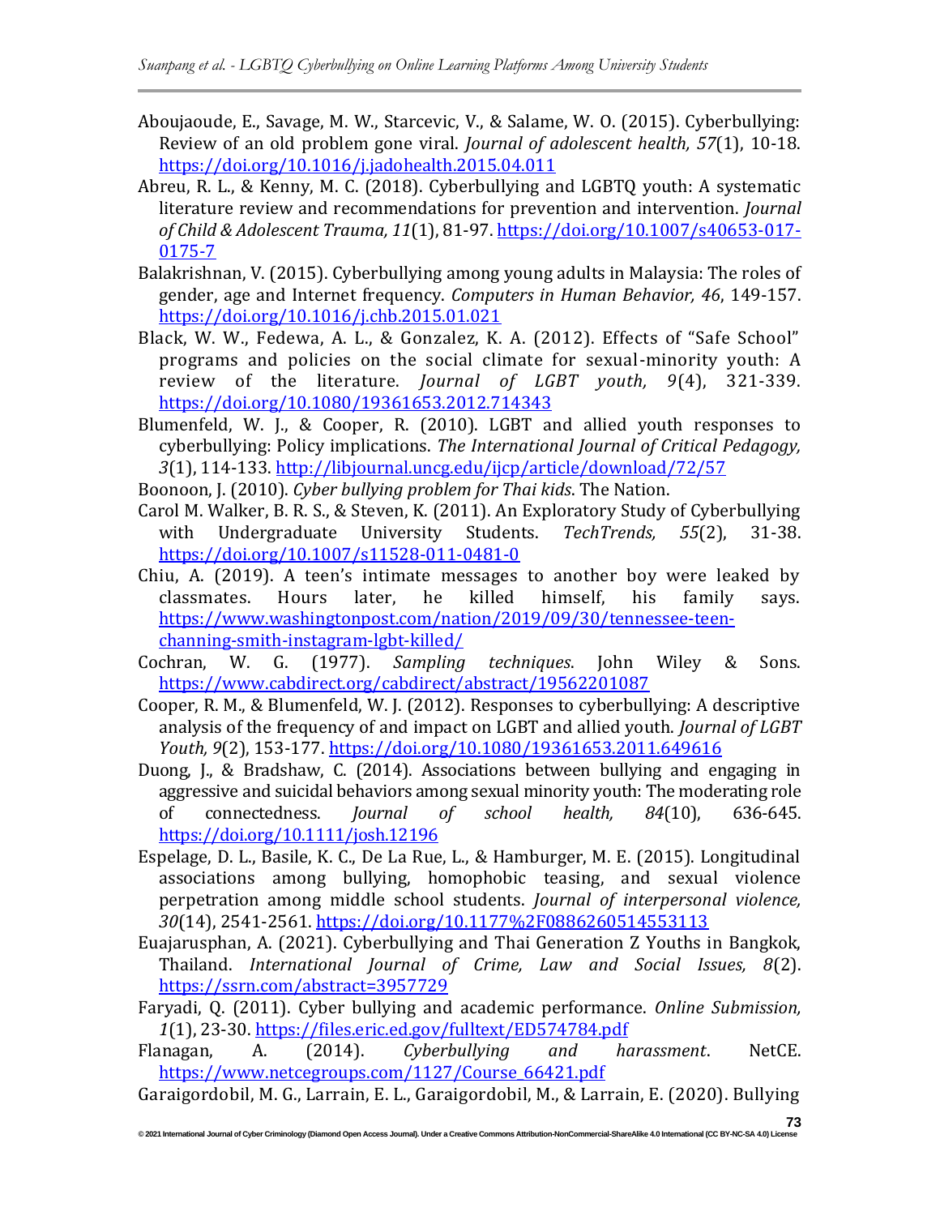Aboujaoude, E., Savage, M. W., Starcevic, V., & Salame, W. O. (2015). Cyberbullying: Review of an old problem gone viral. *Journal of adolescent health, 57*(1), 10-18. https://doi.org/10.1016/j.jadohealth.2015.04.011

Abreu, R. L., & Kenny, M. C. (2018). Cyberbullying and LGBTQ youth: A systematic literature review and recommendations for prevention and intervention. *Journal of Child & Adolescent Trauma, 11*(1), 81-97. https://doi.org/10.1007/s40653-017-0175-7

Balakrishnan, V. (2015). Cyberbullying among young adults in Malaysia: The roles of gender, age and Internet frequency. *Computers in Human Behavior, 46*, 149-157. https://doi.org/10.1016/j.chb.2015.01.021

Black, W. W., Fedewa, A. L., & Gonzalez, K. A. (2012). Effects of "Safe School" programs and policies on the social climate for sexual-minority youth: A review of the literature. *Journal of LGBT youth, 9*(4), 321-339. https://doi.org/10.1080/19361653.2012.714343

Blumenfeld, W. J., & Cooper, R. (2010). LGBT and allied youth responses to cyberbullying: Policy implications. *The International Journal of Critical Pedagogy, 3*(1), 114-133. http://libjournal.uncg.edu/ijcp/article/download/72/57

Boonoon, J. (2010). *Cyber bullying problem for Thai kids*. The Nation.

Carol M. Walker, B. R. S., & Steven, K. (2011). An Exploratory Study of Cyberbullying with Undergraduate University Students. *TechTrends, 55*(2), 31-38. https://doi.org/10.1007/s11528-011-0481-0

Chiu, A. (2019). A teen's intimate messages to another boy were leaked by classmates. Hours later, he killed himself, his family says. https://www.washingtonpost.com/nation/2019/09/30/tennessee-teen-channing-smith-instagram-lgbt-killed/

Cochran, W. G. (1977). *Sampling techniques*. John Wiley & Sons. https://www.cabdirect.org/cabdirect/abstract/19562201087

Cooper, R. M., & Blumenfeld, W. J. (2012). Responses to cyberbullying: A descriptive analysis of the frequency of and impact on LGBT and allied youth. *Journal of LGBT Youth, 9*(2), 153-177. https://doi.org/10.1080/19361653.2011.649616

Duong, J., & Bradshaw, C. (2014). Associations between bullying and engaging in aggressive and suicidal behaviors among sexual minority youth: The moderating role of connectedness. *Journal of school health, 84*(10), 636-645. https://doi.org/10.1111/josh.12196

Espelage, D. L., Basile, K. C., De La Rue, L., & Hamburger, M. E. (2015). Longitudinal associations among bullying, homophobic teasing, and sexual violence perpetration among middle school students. *Journal of interpersonal violence, 30*(14), 2541-2561. https://doi.org/10.1177%2F0886260514553113

Euajarusphan, A. (2021). Cyberbullying and Thai Generation Z Youths in Bangkok, Thailand. *International Journal of Crime, Law and Social Issues, 8*(2). https://ssrn.com/abstract=3957729

Faryadi, Q. (2011). Cyber bullying and academic performance. *Online Submission, 1*(1), 23-30. https://files.eric.ed.gov/fulltext/ED574784.pdf

Flanagan, A. (2014). *Cyberbullying and harassment*. NetCE. https://www.netcegroups.com/1127/Course_66421.pdf

Garaigordobil, M. G., Larrain, E. L., Garaigordobil, M., & Larrain, E. (2020). Bullying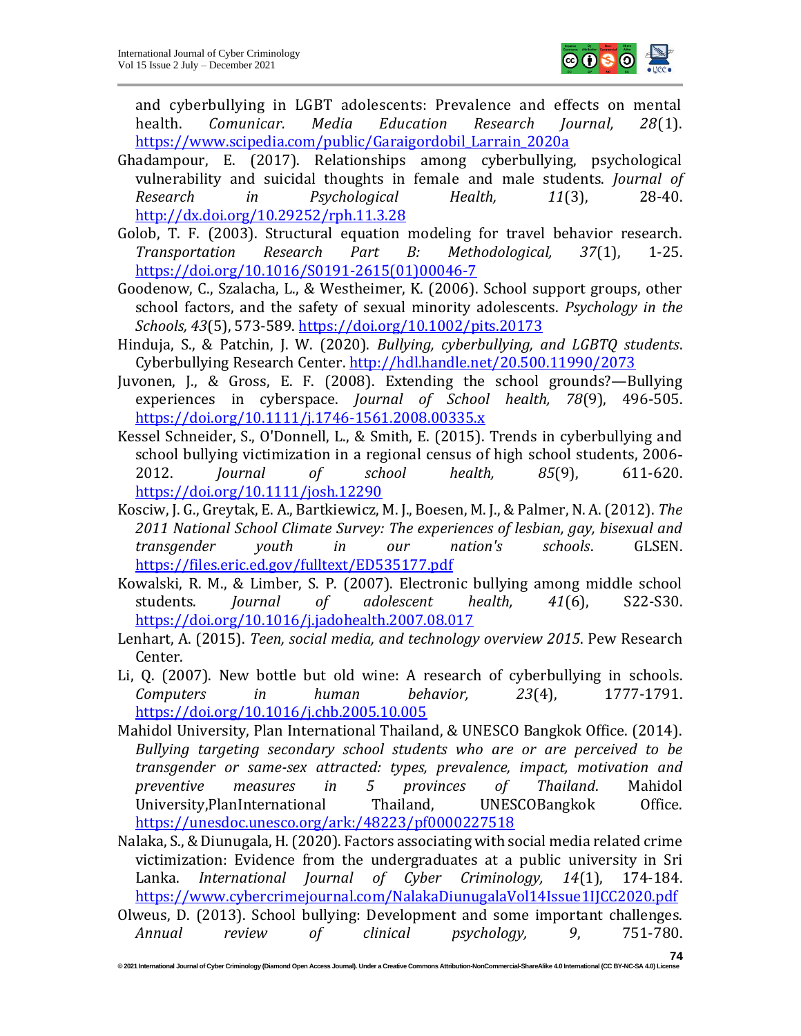and cyberbullying in LGBT adolescents: Prevalence and effects on mental health. *Comunicar. Media Education Research Journal, 28*(1). https://www.scipedia.com/public/Garaigordobil_Larrain_2020a

Ghadampour, E. (2017). Relationships among cyberbullying, psychological vulnerability and suicidal thoughts in female and male students. *Journal of Research in Psychological Health, 11*(3), 28-40. http://dx.doi.org/10.29252/rph.11.3.28

Golob, T. F. (2003). Structural equation modeling for travel behavior research. *Transportation Research Part B: Methodological, 37*(1), 1-25. https://doi.org/10.1016/S0191-2615(01)00046-7

Goodenow, C., Szalacha, L., & Westheimer, K. (2006). School support groups, other school factors, and the safety of sexual minority adolescents. *Psychology in the Schools, 43*(5), 573-589. https://doi.org/10.1002/pits.20173

Hinduja, S., & Patchin, J. W. (2020). *Bullying, cyberbullying, and LGBTQ students*. Cyberbullying Research Center. http://hdl.handle.net/20.500.11990/2073

Juvonen, J., & Gross, E. F. (2008). Extending the school grounds?—Bullying experiences in cyberspace. *Journal of School health, 78*(9), 496-505. https://doi.org/10.1111/j.1746-1561.2008.00335.x

Kessel Schneider, S., O'Donnell, L., & Smith, E. (2015). Trends in cyberbullying and school bullying victimization in a regional census of high school students, 2006-2012. *Journal of school health, 85*(9), 611-620. https://doi.org/10.1111/josh.12290

Kosciw, J. G., Greytak, E. A., Bartkiewicz, M. J., Boesen, M. J., & Palmer, N. A. (2012). *The 2011 National School Climate Survey: The experiences of lesbian, gay, bisexual and transgender youth in our nation's schools*. GLSEN. https://files.eric.ed.gov/fulltext/ED535177.pdf

Kowalski, R. M., & Limber, S. P. (2007). Electronic bullying among middle school students. *Journal of adolescent health, 41*(6), S22-S30. https://doi.org/10.1016/j.jadohealth.2007.08.017

Lenhart, A. (2015). *Teen, social media, and technology overview 2015*. Pew Research Center.

Li, Q. (2007). New bottle but old wine: A research of cyberbullying in schools. *Computers in human behavior, 23*(4), 1777-1791. https://doi.org/10.1016/j.chb.2005.10.005

Mahidol University, Plan International Thailand, & UNESCO Bangkok Office. (2014). *Bullying targeting secondary school students who are or are perceived to be transgender or same-sex attracted: types, prevalence, impact, motivation and preventive measures in 5 provinces of Thailand*. Mahidol University,PlanInternational Thailand, UNESCOBangkok Office. https://unesdoc.unesco.org/ark:/48223/pf0000227518

Nalaka, S., & Diunugala, H. (2020). Factors associating with social media related crime victimization: Evidence from the undergraduates at a public university in Sri Lanka. *International Journal of Cyber Criminology, 14*(1), 174-184. https://www.cybercrimejournal.com/NalakaDiunugalaVol14Issue1IJCC2020.pdf

Olweus, D. (2013). School bullying: Development and some important challenges. *Annual review of clinical psychology, 9*, 751-780.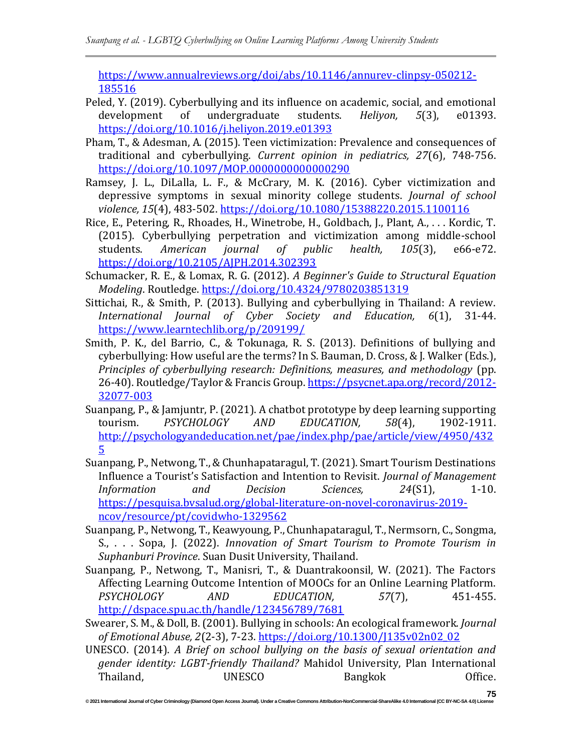https://www.annualreviews.org/doi/abs/10.1146/annurev-clinpsy-050212-185516

Peled, Y. (2019). Cyberbullying and its influence on academic, social, and emotional development of undergraduate students. *Heliyon, 5*(3), e01393. https://doi.org/10.1016/j.heliyon.2019.e01393

Pham, T., & Adesman, A. (2015). Teen victimization: Prevalence and consequences of traditional and cyberbullying. *Current opinion in pediatrics, 27*(6), 748-756. https://doi.org/10.1097/MOP.0000000000000290

Ramsey, J. L., DiLalla, L. F., & McCrary, M. K. (2016). Cyber victimization and depressive symptoms in sexual minority college students. *Journal of school violence, 15*(4), 483-502. https://doi.org/10.1080/15388220.2015.1100116

Rice, E., Petering, R., Rhoades, H., Winetrobe, H., Goldbach, J., Plant, A., . . . Kordic, T. (2015). Cyberbullying perpetration and victimization among middle-school students. *American journal of public health, 105*(3), e66-e72. https://doi.org/10.2105/AJPH.2014.302393

Schumacker, R. E., & Lomax, R. G. (2012). *A Beginner's Guide to Structural Equation Modeling*. Routledge. https://doi.org/10.4324/9780203851319

Sittichai, R., & Smith, P. (2013). Bullying and cyberbullying in Thailand: A review. *International Journal of Cyber Society and Education, 6*(1), 31-44. https://www.learntechlib.org/p/209199/

Smith, P. K., del Barrio, C., & Tokunaga, R. S. (2013). Definitions of bullying and cyberbullying: How useful are the terms? In S. Bauman, D. Cross, & J. Walker (Eds.), *Principles of cyberbullying research: Definitions, measures, and methodology* (pp. 26-40). Routledge/Taylor & Francis Group. https://psycnet.apa.org/record/2012-32077-003

Suanpang, P., & Jamjuntr, P. (2021). A chatbot prototype by deep learning supporting tourism. *PSYCHOLOGY AND EDUCATION, 58*(4), 1902-1911. http://psychologyandeducation.net/pae/index.php/pae/article/view/4950/4325

Suanpang, P., Netwong, T., & Chunhapataragul, T. (2021). Smart Tourism Destinations Influence a Tourist's Satisfaction and Intention to Revisit. *Journal of Management Information and Decision Sciences, 24*(S1), 1-10. https://pesquisa.bvsalud.org/global-literature-on-novel-coronavirus-2019-ncov/resource/pt/covidwho-1329562

Suanpang, P., Netwong, T., Keawyoung, P., Chunhapataragul, T., Nermsorn, C., Songma, S., . . . Sopa, J. (2022). *Innovation of Smart Tourism to Promote Tourism in Suphanburi Province*. Suan Dusit University, Thailand.

Suanpang, P., Netwong, T., Manisri, T., & Duantrakoonsil, W. (2021). The Factors Affecting Learning Outcome Intention of MOOCs for an Online Learning Platform. *PSYCHOLOGY AND EDUCATION, 57*(7), 451-455. http://dspace.spu.ac.th/handle/123456789/7681

Swearer, S. M., & Doll, B. (2001). Bullying in schools: An ecological framework. *Journal of Emotional Abuse, 2*(2-3), 7-23. https://doi.org/10.1300/J135v02n02_02

UNESCO. (2014). *A Brief on school bullying on the basis of sexual orientation and gender identity: LGBT-friendly Thailand?* Mahidol University, Plan International Thailand, UNESCO Bangkok Office.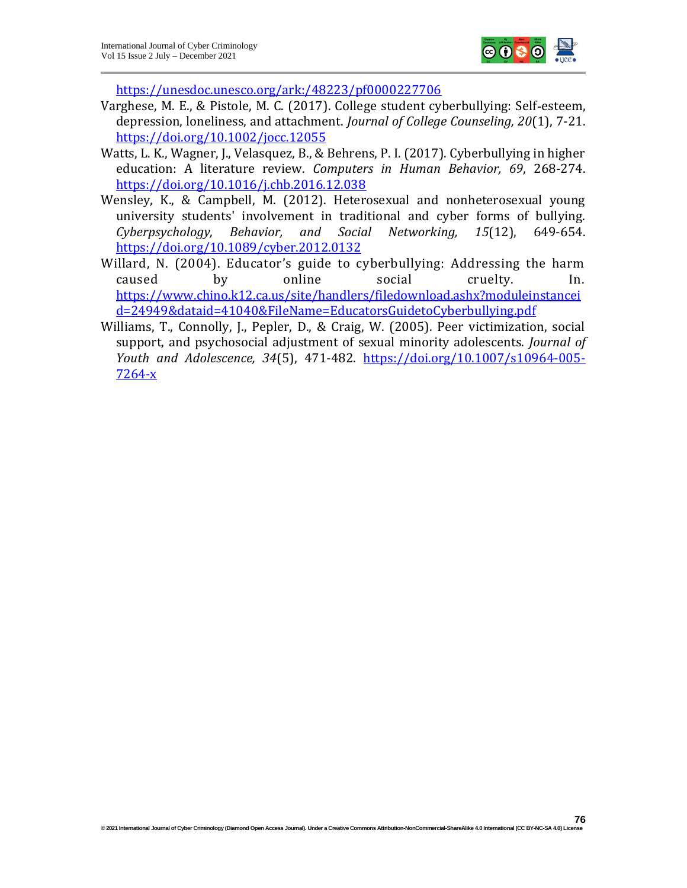https://unesdoc.unesco.org/ark:/48223/pf0000227706

Varghese, M. E., & Pistole, M. C. (2017). College student cyberbullying: Self-esteem, depression, loneliness, and attachment. *Journal of College Counseling, 20*(1), 7-21. https://doi.org/10.1002/jocc.12055

Watts, L. K., Wagner, J., Velasquez, B., & Behrens, P. I. (2017). Cyberbullying in higher education: A literature review. *Computers in Human Behavior, 69*, 268-274. https://doi.org/10.1016/j.chb.2016.12.038

Wensley, K., & Campbell, M. (2012). Heterosexual and nonheterosexual young university students' involvement in traditional and cyber forms of bullying. *Cyberpsychology, Behavior, and Social Networking, 15*(12), 649-654. https://doi.org/10.1089/cyber.2012.0132

Willard, N. (2004). Educator's guide to cyberbullying: Addressing the harm caused by online social cruelty. In. https://www.chino.k12.ca.us/site/handlers/filedownload.ashx?moduleinstanceid=24949&dataid=41040&FileName=EducatorsGuidetoCyberbullying.pdf

Williams, T., Connolly, J., Pepler, D., & Craig, W. (2005). Peer victimization, social support, and psychosocial adjustment of sexual minority adolescents. *Journal of Youth and Adolescence, 34*(5), 471-482. https://doi.org/10.1007/s10964-005-7264-x